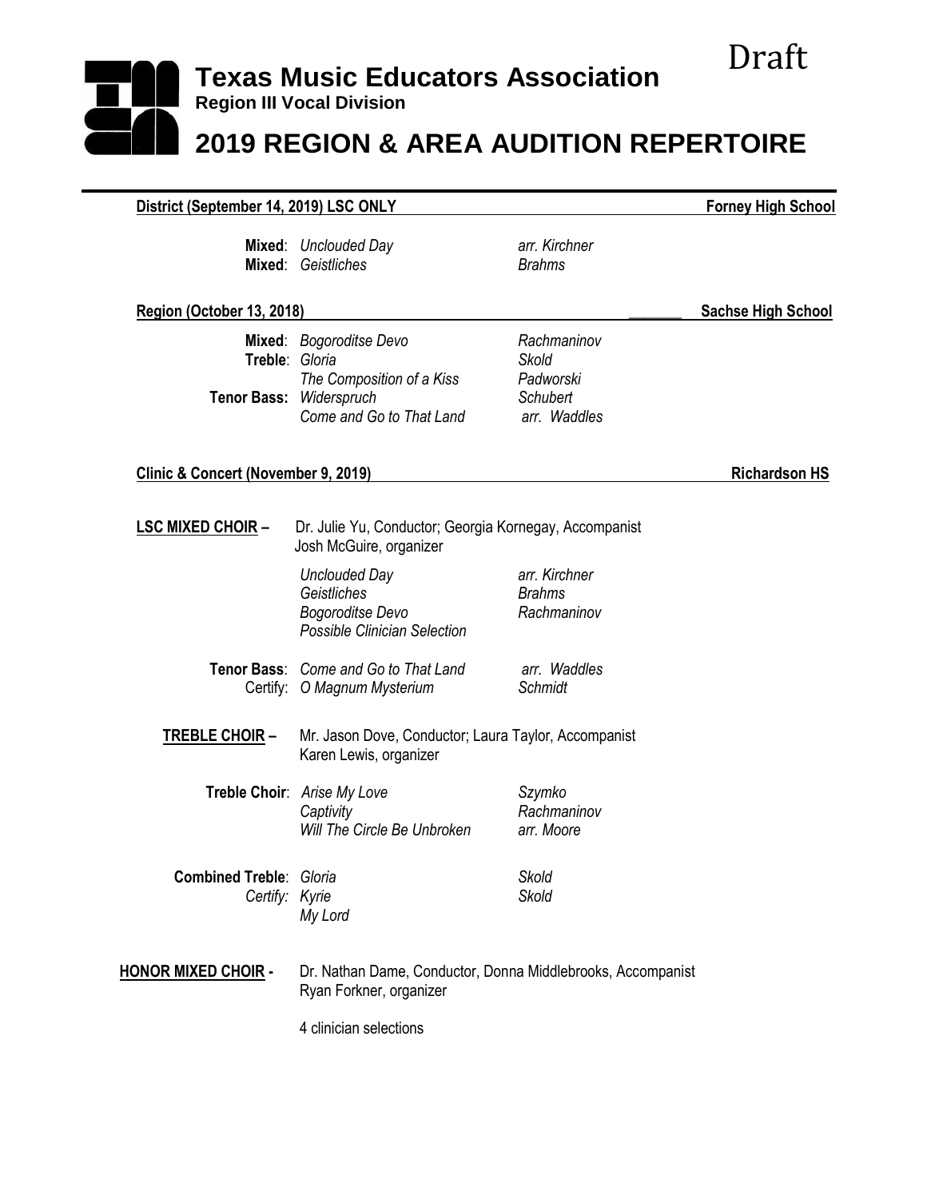Draft

# Texas Music Educators Association

**Region III Vocal Division**

## 2019 REGION & AREA AUDITION REPERTOIRE

---

**District (September 14, 2019) LSC ONLY** — **Forney High School**

**Mixed**: *Unclouded Day* — *arr. Kirchner*
**Mixed**: *Geistliches* — *Brahms*

**Region (October 13, 2018)** — **Sachse High School**

**Mixed**: *Bogoroditse Devo* — *Rachmaninov*
**Treble**: *Gloria* — *Skold*
*The Composition of a Kiss* — *Padworski*
**Tenor Bass:** *Widerspruch* — *Schubert*
*Come and Go to That Land* — *arr. Waddles*

**Clinic & Concert (November 9, 2019)** — **Richardson HS**

**LSC MIXED CHOIR –** Dr. Julie Yu, Conductor; Georgia Kornegay, Accompanist
Josh McGuire, organizer

*Unclouded Day* — *arr. Kirchner*
*Geistliches* — *Brahms*
*Bogoroditse Devo* — *Rachmaninov*
*Possible Clinician Selection*

**Tenor Bass**: *Come and Go to That Land* — *arr. Waddles*
Certify: *O Magnum Mysterium* — *Schmidt*

**TREBLE CHOIR –** Mr. Jason Dove, Conductor; Laura Taylor, Accompanist
Karen Lewis, organizer

**Treble Choir**: *Arise My Love* — *Szymko*
*Captivity* — *Rachmaninov*
*Will The Circle Be Unbroken* — *arr. Moore*

**Combined Treble**: *Gloria* — *Skold*
*Certify:* *Kyrie* — *Skold*
*My Lord*

**HONOR MIXED CHOIR -** Dr. Nathan Dame, Conductor, Donna Middlebrooks, Accompanist
Ryan Forkner, organizer

4 clinician selections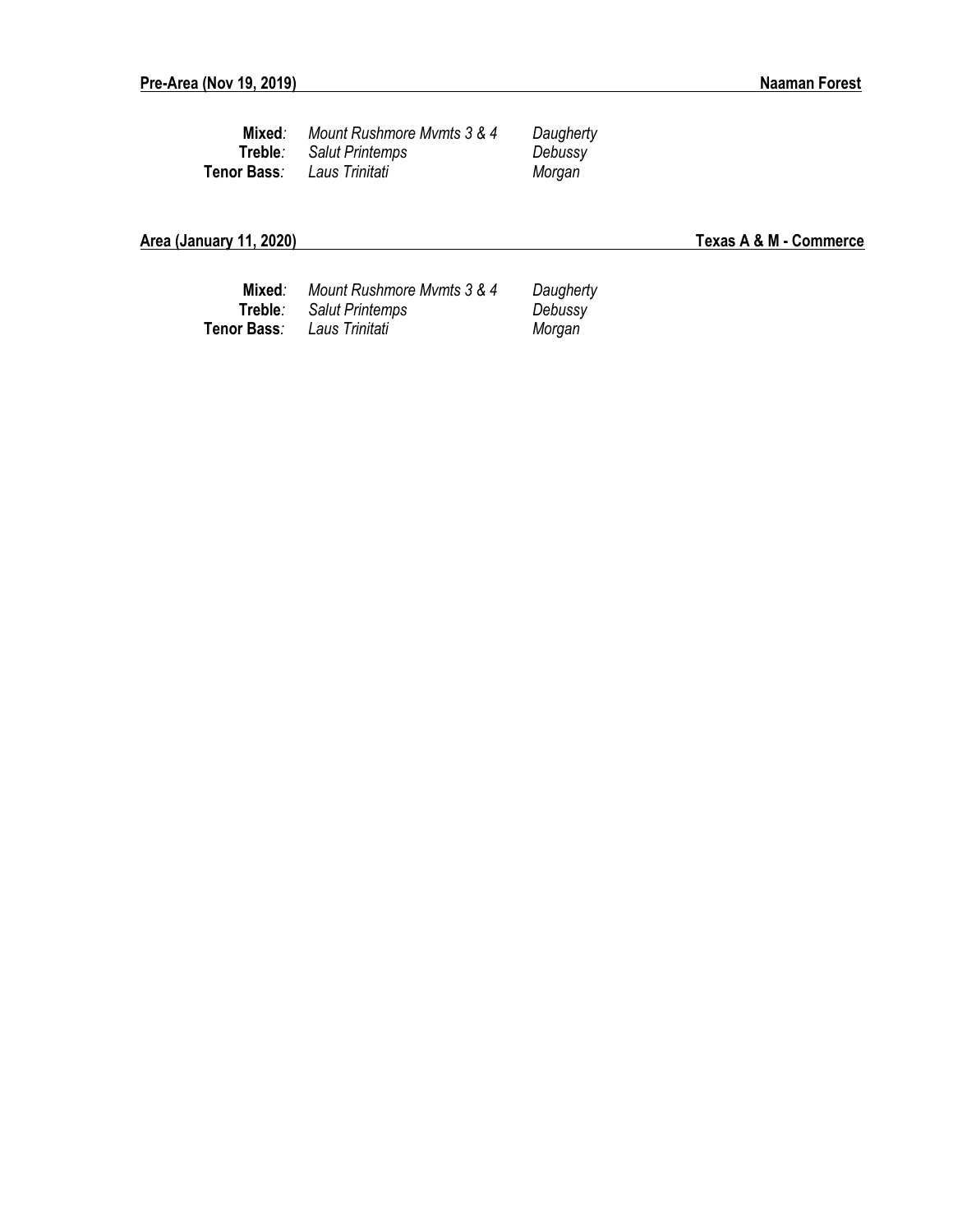**Pre-Area (Nov 19, 2019)** **Naaman Forest**

| | | |
|---|---|---|
| **Mixed**: | *Mount Rushmore Mvmts 3 & 4* | *Daugherty* |
| **Treble**: | *Salut Printemps* | *Debussy* |
| **Tenor Bass**: | *Laus Trinitati* | *Morgan* |

**Area (January 11, 2020)** **Texas A & M - Commerce**

| | | |
|---|---|---|
| **Mixed**: | *Mount Rushmore Mvmts 3 & 4* | *Daugherty* |
| **Treble**: | *Salut Printemps* | *Debussy* |
| **Tenor Bass**: | *Laus Trinitati* | *Morgan* |